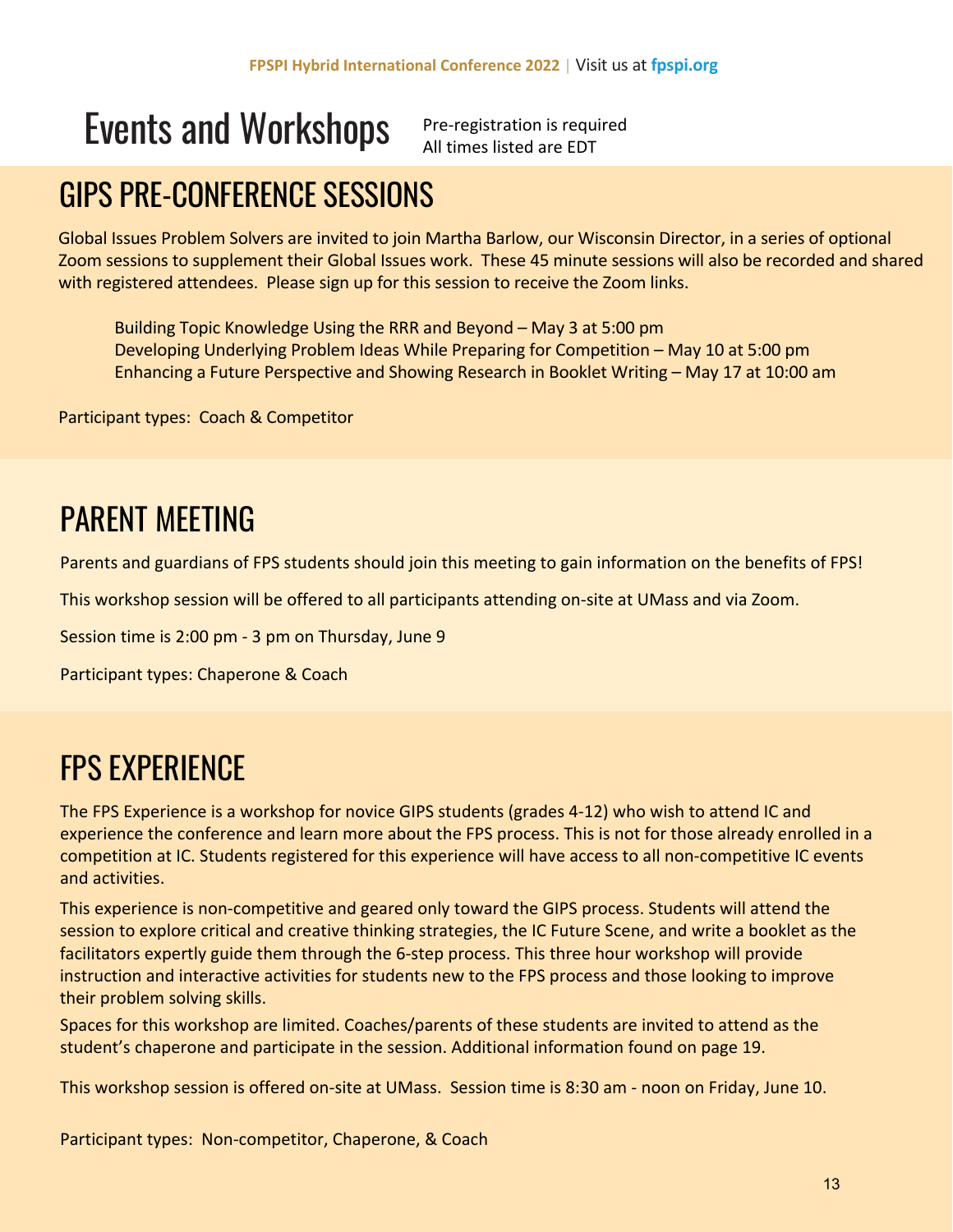# Events and Workshops

Pre-registration is required
All times listed are EDT

## GIPS PRE-CONFERENCE SESSIONS

Global Issues Problem Solvers are invited to join Martha Barlow, our Wisconsin Director, in a series of optional Zoom sessions to supplement their Global Issues work. These 45 minute sessions will also be recorded and shared with registered attendees. Please sign up for this session to receive the Zoom links.

Building Topic Knowledge Using the RRR and Beyond – May 3 at 5:00 pm
Developing Underlying Problem Ideas While Preparing for Competition – May 10 at 5:00 pm
Enhancing a Future Perspective and Showing Research in Booklet Writing – May 17 at 10:00 am

Participant types: Coach & Competitor

## PARENT MEETING

Parents and guardians of FPS students should join this meeting to gain information on the benefits of FPS!

This workshop session will be offered to all participants attending on-site at UMass and via Zoom.

Session time is 2:00 pm - 3 pm on Thursday, June 9

Participant types: Chaperone & Coach

## FPS EXPERIENCE

The FPS Experience is a workshop for novice GIPS students (grades 4-12) who wish to attend IC and experience the conference and learn more about the FPS process. This is not for those already enrolled in a competition at IC. Students registered for this experience will have access to all non-competitive IC events and activities.

This experience is non-competitive and geared only toward the GIPS process. Students will attend the session to explore critical and creative thinking strategies, the IC Future Scene, and write a booklet as the facilitators expertly guide them through the 6-step process. This three hour workshop will provide instruction and interactive activities for students new to the FPS process and those looking to improve their problem solving skills.

Spaces for this workshop are limited. Coaches/parents of these students are invited to attend as the student's chaperone and participate in the session. Additional information found on page 19.

This workshop session is offered on-site at UMass. Session time is 8:30 am - noon on Friday, June 10.

Participant types: Non-competitor, Chaperone, & Coach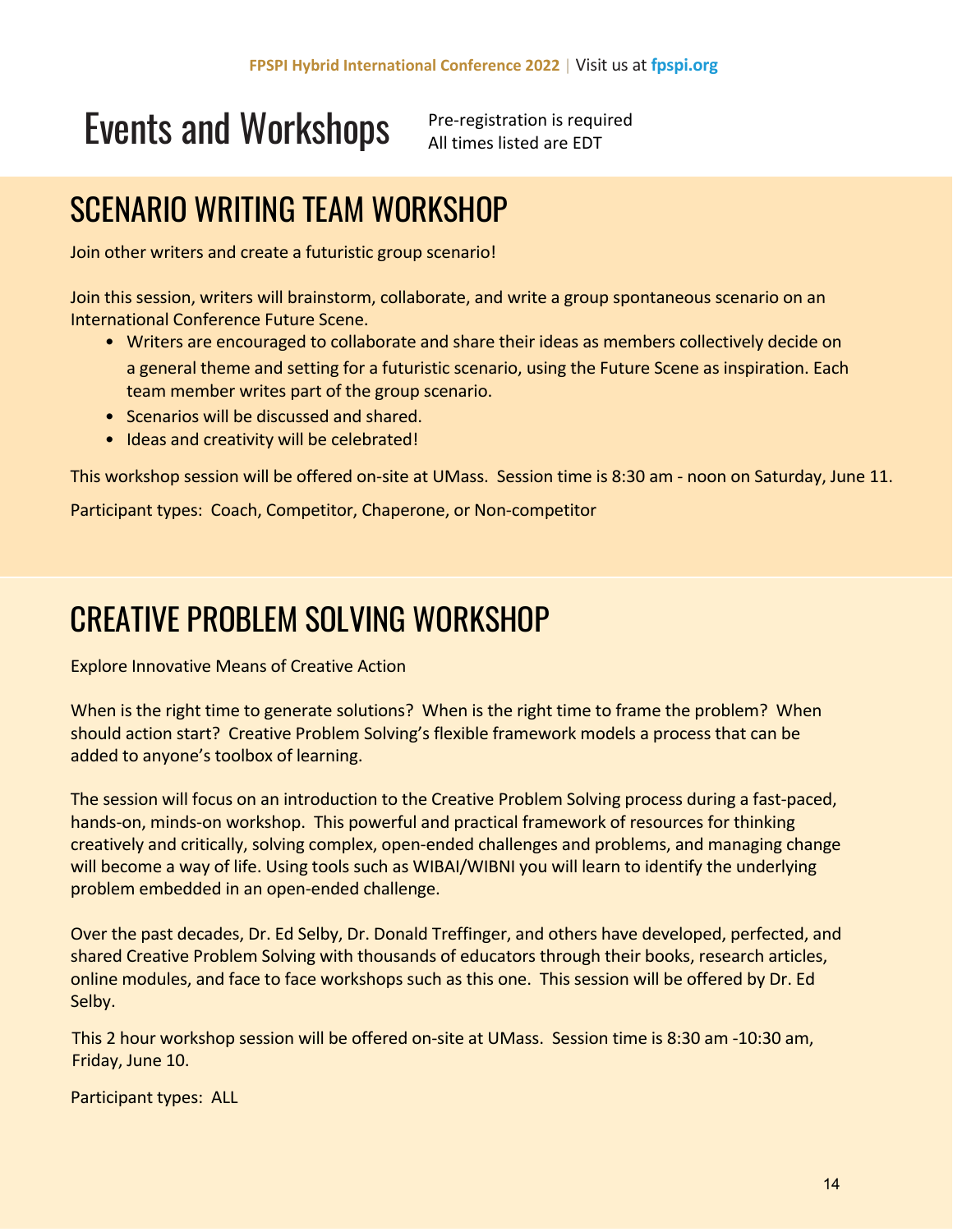# Events and Workshops

Pre-registration is required
All times listed are EDT

## SCENARIO WRITING TEAM WORKSHOP

Join other writers and create a futuristic group scenario!

Join this session, writers will brainstorm, collaborate, and write a group spontaneous scenario on an International Conference Future Scene.

- Writers are encouraged to collaborate and share their ideas as members collectively decide on a general theme and setting for a futuristic scenario, using the Future Scene as inspiration. Each team member writes part of the group scenario.
- Scenarios will be discussed and shared.
- Ideas and creativity will be celebrated!

This workshop session will be offered on-site at UMass. Session time is 8:30 am - noon on Saturday, June 11.

Participant types: Coach, Competitor, Chaperone, or Non-competitor

## CREATIVE PROBLEM SOLVING WORKSHOP

Explore Innovative Means of Creative Action

When is the right time to generate solutions? When is the right time to frame the problem? When should action start? Creative Problem Solving's flexible framework models a process that can be added to anyone's toolbox of learning.

The session will focus on an introduction to the Creative Problem Solving process during a fast-paced, hands-on, minds-on workshop. This powerful and practical framework of resources for thinking creatively and critically, solving complex, open-ended challenges and problems, and managing change will become a way of life. Using tools such as WIBAI/WIBNI you will learn to identify the underlying problem embedded in an open-ended challenge.

Over the past decades, Dr. Ed Selby, Dr. Donald Treffinger, and others have developed, perfected, and shared Creative Problem Solving with thousands of educators through their books, research articles, online modules, and face to face workshops such as this one. This session will be offered by Dr. Ed Selby.

This 2 hour workshop session will be offered on-site at UMass. Session time is 8:30 am -10:30 am, Friday, June 10.

Participant types: ALL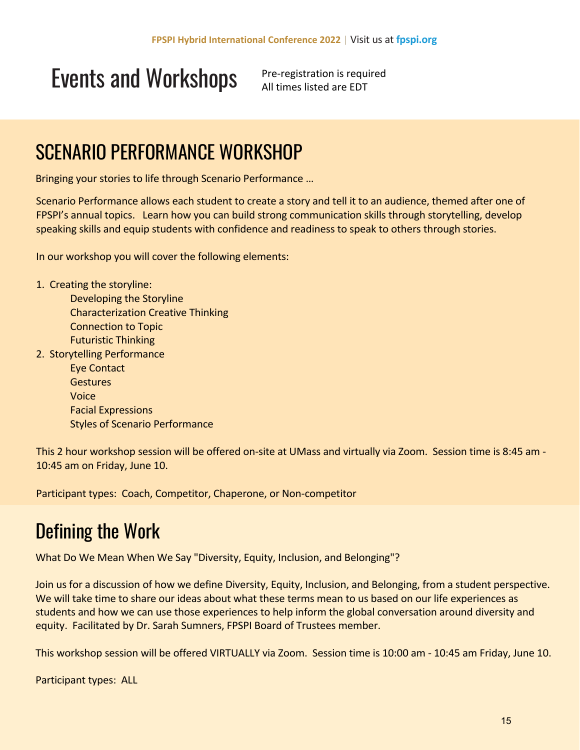# Events and Workshops

Pre-registration is required
All times listed are EDT

## SCENARIO PERFORMANCE WORKSHOP

Bringing your stories to life through Scenario Performance …

Scenario Performance allows each student to create a story and tell it to an audience, themed after one of FPSPI's annual topics. Learn how you can build strong communication skills through storytelling, develop speaking skills and equip students with confidence and readiness to speak to others through stories.

In our workshop you will cover the following elements:

1. Creating the storyline:
   - Developing the Storyline
   - Characterization Creative Thinking
   - Connection to Topic
   - Futuristic Thinking
2. Storytelling Performance
   - Eye Contact
   - Gestures
   - Voice
   - Facial Expressions
   - Styles of Scenario Performance

This 2 hour workshop session will be offered on-site at UMass and virtually via Zoom. Session time is 8:45 am - 10:45 am on Friday, June 10.

Participant types: Coach, Competitor, Chaperone, or Non-competitor

## Defining the Work

What Do We Mean When We Say "Diversity, Equity, Inclusion, and Belonging"?

Join us for a discussion of how we define Diversity, Equity, Inclusion, and Belonging, from a student perspective. We will take time to share our ideas about what these terms mean to us based on our life experiences as students and how we can use those experiences to help inform the global conversation around diversity and equity. Facilitated by Dr. Sarah Sumners, FPSPI Board of Trustees member.

This workshop session will be offered VIRTUALLY via Zoom. Session time is 10:00 am - 10:45 am Friday, June 10.

Participant types: ALL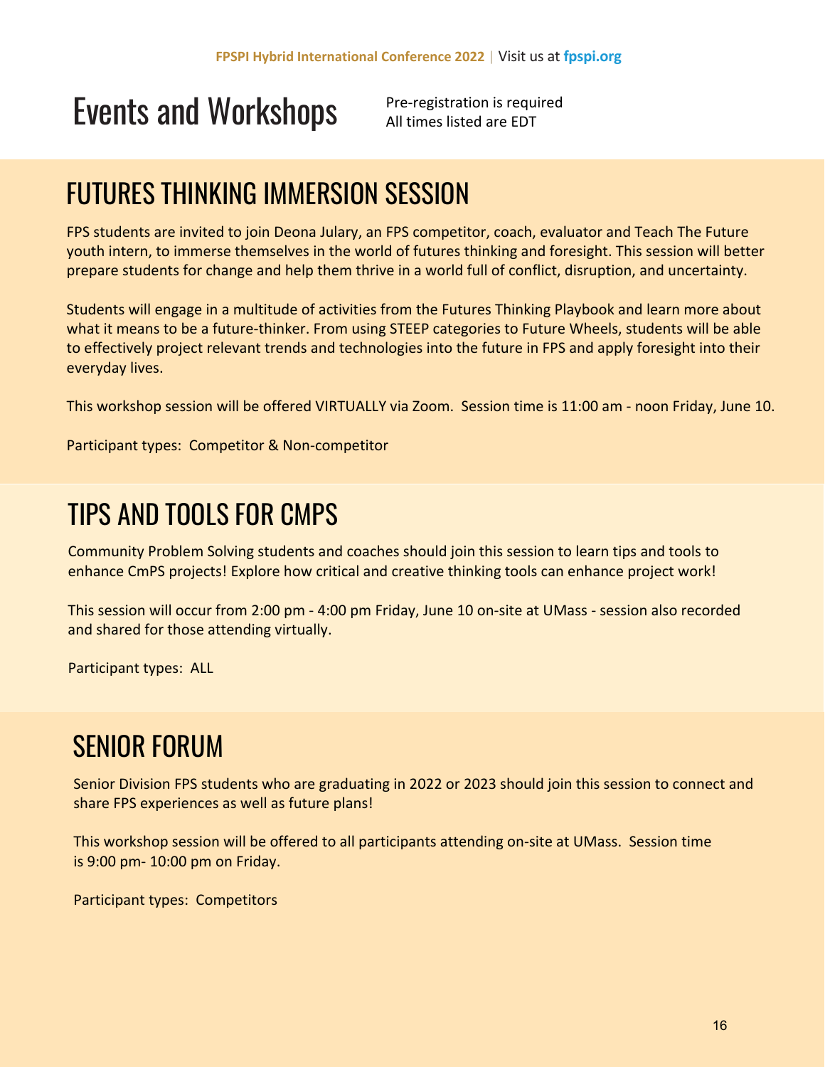# Events and Workshops

Pre-registration is required
All times listed are EDT

## FUTURES THINKING IMMERSION SESSION

FPS students are invited to join Deona Julary, an FPS competitor, coach, evaluator and Teach The Future youth intern, to immerse themselves in the world of futures thinking and foresight. This session will better prepare students for change and help them thrive in a world full of conflict, disruption, and uncertainty.

Students will engage in a multitude of activities from the Futures Thinking Playbook and learn more about what it means to be a future-thinker. From using STEEP categories to Future Wheels, students will be able to effectively project relevant trends and technologies into the future in FPS and apply foresight into their everyday lives.

This workshop session will be offered VIRTUALLY via Zoom. Session time is 11:00 am - noon Friday, June 10.

Participant types: Competitor & Non-competitor

## TIPS AND TOOLS FOR CMPS

Community Problem Solving students and coaches should join this session to learn tips and tools to enhance CmPS projects! Explore how critical and creative thinking tools can enhance project work!

This session will occur from 2:00 pm - 4:00 pm Friday, June 10 on-site at UMass - session also recorded and shared for those attending virtually.

Participant types: ALL

## SENIOR FORUM

Senior Division FPS students who are graduating in 2022 or 2023 should join this session to connect and share FPS experiences as well as future plans!

This workshop session will be offered to all participants attending on-site at UMass. Session time is 9:00 pm- 10:00 pm on Friday.

Participant types: Competitors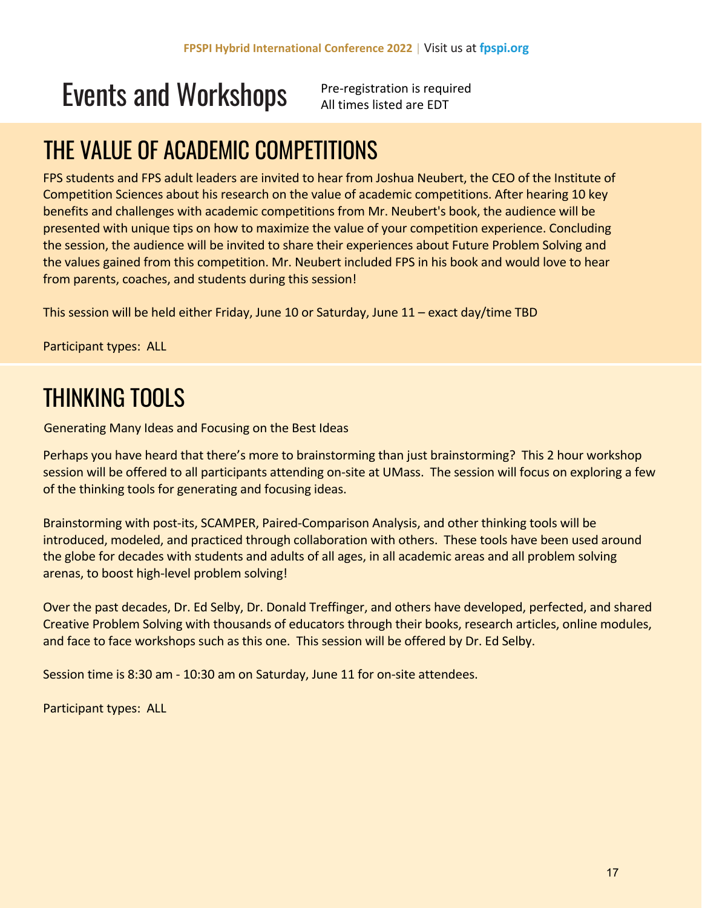# Events and Workshops

Pre-registration is required
All times listed are EDT

## THE VALUE OF ACADEMIC COMPETITIONS

FPS students and FPS adult leaders are invited to hear from Joshua Neubert, the CEO of the Institute of Competition Sciences about his research on the value of academic competitions. After hearing 10 key benefits and challenges with academic competitions from Mr. Neubert's book, the audience will be presented with unique tips on how to maximize the value of your competition experience. Concluding the session, the audience will be invited to share their experiences about Future Problem Solving and the values gained from this competition. Mr. Neubert included FPS in his book and would love to hear from parents, coaches, and students during this session!

This session will be held either Friday, June 10 or Saturday, June 11 – exact day/time TBD

Participant types: ALL

## THINKING TOOLS

Generating Many Ideas and Focusing on the Best Ideas

Perhaps you have heard that there's more to brainstorming than just brainstorming? This 2 hour workshop session will be offered to all participants attending on-site at UMass. The session will focus on exploring a few of the thinking tools for generating and focusing ideas.

Brainstorming with post-its, SCAMPER, Paired-Comparison Analysis, and other thinking tools will be introduced, modeled, and practiced through collaboration with others. These tools have been used around the globe for decades with students and adults of all ages, in all academic areas and all problem solving arenas, to boost high-level problem solving!

Over the past decades, Dr. Ed Selby, Dr. Donald Treffinger, and others have developed, perfected, and shared Creative Problem Solving with thousands of educators through their books, research articles, online modules, and face to face workshops such as this one. This session will be offered by Dr. Ed Selby.

Session time is 8:30 am - 10:30 am on Saturday, June 11 for on-site attendees.

Participant types: ALL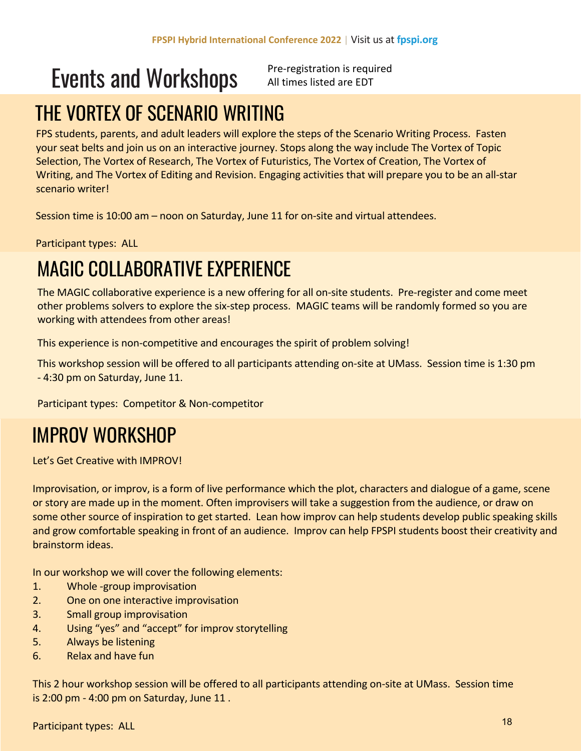# Events and Workshops

Pre-registration is required
All times listed are EDT

## THE VORTEX OF SCENARIO WRITING

FPS students, parents, and adult leaders will explore the steps of the Scenario Writing Process. Fasten your seat belts and join us on an interactive journey. Stops along the way include The Vortex of Topic Selection, The Vortex of Research, The Vortex of Futuristics, The Vortex of Creation, The Vortex of Writing, and The Vortex of Editing and Revision. Engaging activities that will prepare you to be an all-star scenario writer!

Session time is 10:00 am – noon on Saturday, June 11 for on-site and virtual attendees.

Participant types: ALL

## MAGIC COLLABORATIVE EXPERIENCE

The MAGIC collaborative experience is a new offering for all on-site students. Pre-register and come meet other problems solvers to explore the six-step process. MAGIC teams will be randomly formed so you are working with attendees from other areas!

This experience is non-competitive and encourages the spirit of problem solving!

This workshop session will be offered to all participants attending on-site at UMass. Session time is 1:30 pm - 4:30 pm on Saturday, June 11.

Participant types: Competitor & Non-competitor

## IMPROV WORKSHOP

Let's Get Creative with IMPROV!

Improvisation, or improv, is a form of live performance which the plot, characters and dialogue of a game, scene or story are made up in the moment. Often improvisers will take a suggestion from the audience, or draw on some other source of inspiration to get started. Lean how improv can help students develop public speaking skills and grow comfortable speaking in front of an audience. Improv can help FPSPI students boost their creativity and brainstorm ideas.

In our workshop we will cover the following elements:

1. Whole -group improvisation
2. One on one interactive improvisation
3. Small group improvisation
4. Using "yes" and "accept" for improv storytelling
5. Always be listening
6. Relax and have fun

This 2 hour workshop session will be offered to all participants attending on-site at UMass. Session time is 2:00 pm - 4:00 pm on Saturday, June 11 .

Participant types: ALL